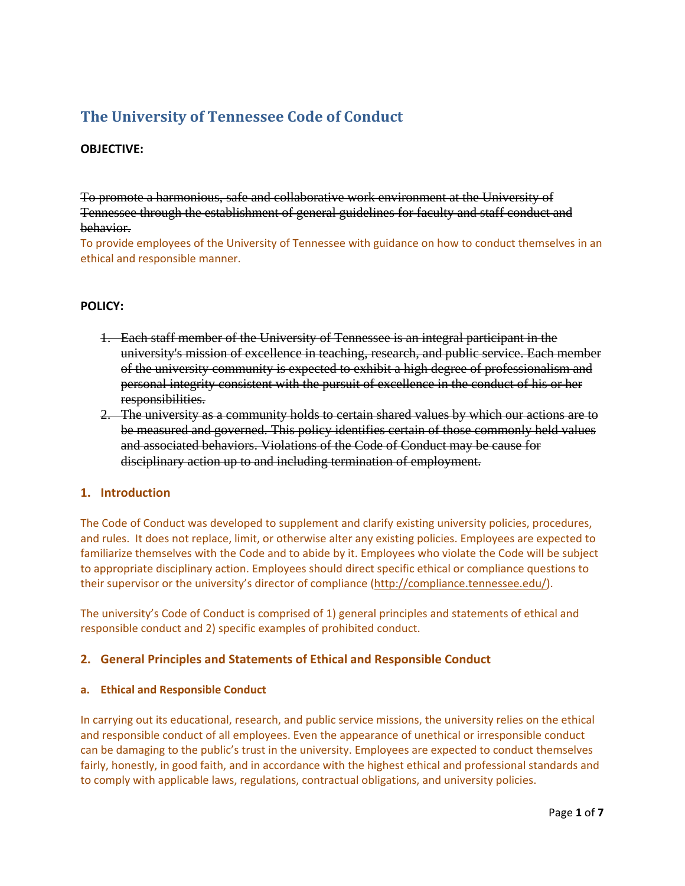# The University of Tennessee Code of Conduct

**OBJECTIVE:**

~~To promote a harmonious, safe and collaborative work environment at the University of Tennessee through the establishment of general guidelines for faculty and staff conduct and behavior.~~

To provide employees of the University of Tennessee with guidance on how to conduct themselves in an ethical and responsible manner.

**POLICY:**

1. ~~Each staff member of the University of Tennessee is an integral participant in the university's mission of excellence in teaching, research, and public service. Each member of the university community is expected to exhibit a high degree of professionalism and personal integrity consistent with the pursuit of excellence in the conduct of his or her responsibilities.~~
2. ~~The university as a community holds to certain shared values by which our actions are to be measured and governed. This policy identifies certain of those commonly held values and associated behaviors. Violations of the Code of Conduct may be cause for disciplinary action up to and including termination of employment.~~

## 1. Introduction

The Code of Conduct was developed to supplement and clarify existing university policies, procedures, and rules. It does not replace, limit, or otherwise alter any existing policies. Employees are expected to familiarize themselves with the Code and to abide by it. Employees who violate the Code will be subject to appropriate disciplinary action. Employees should direct specific ethical or compliance questions to their supervisor or the university's director of compliance (http://compliance.tennessee.edu/).

The university's Code of Conduct is comprised of 1) general principles and statements of ethical and responsible conduct and 2) specific examples of prohibited conduct.

## 2. General Principles and Statements of Ethical and Responsible Conduct

### a. Ethical and Responsible Conduct

In carrying out its educational, research, and public service missions, the university relies on the ethical and responsible conduct of all employees. Even the appearance of unethical or irresponsible conduct can be damaging to the public's trust in the university. Employees are expected to conduct themselves fairly, honestly, in good faith, and in accordance with the highest ethical and professional standards and to comply with applicable laws, regulations, contractual obligations, and university policies.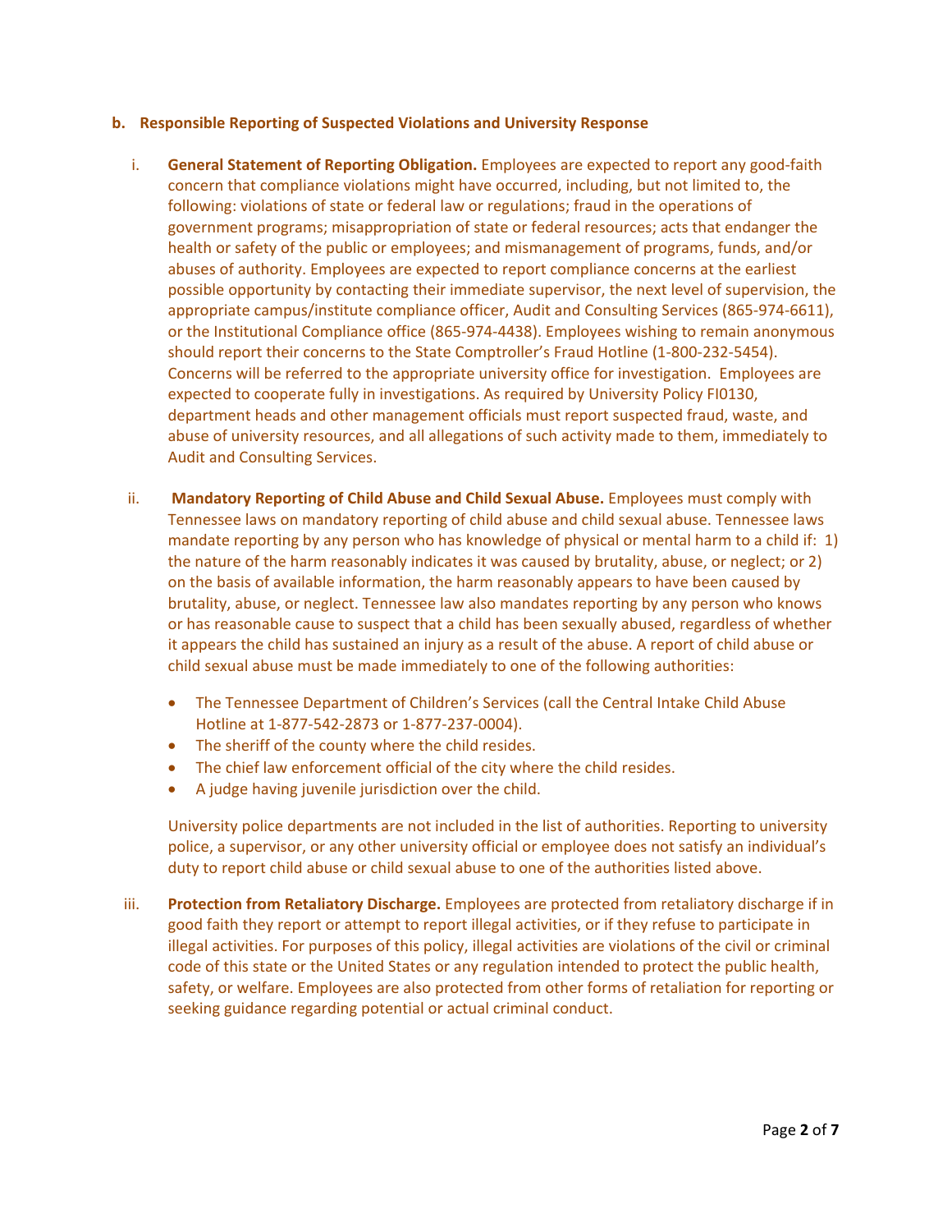**b. Responsible Reporting of Suspected Violations and University Response**

i. **General Statement of Reporting Obligation.** Employees are expected to report any good-faith concern that compliance violations might have occurred, including, but not limited to, the following: violations of state or federal law or regulations; fraud in the operations of government programs; misappropriation of state or federal resources; acts that endanger the health or safety of the public or employees; and mismanagement of programs, funds, and/or abuses of authority. Employees are expected to report compliance concerns at the earliest possible opportunity by contacting their immediate supervisor, the next level of supervision, the appropriate campus/institute compliance officer, Audit and Consulting Services (865-974-6611), or the Institutional Compliance office (865-974-4438). Employees wishing to remain anonymous should report their concerns to the State Comptroller's Fraud Hotline (1-800-232-5454). Concerns will be referred to the appropriate university office for investigation. Employees are expected to cooperate fully in investigations. As required by University Policy FI0130, department heads and other management officials must report suspected fraud, waste, and abuse of university resources, and all allegations of such activity made to them, immediately to Audit and Consulting Services.

ii. **Mandatory Reporting of Child Abuse and Child Sexual Abuse.** Employees must comply with Tennessee laws on mandatory reporting of child abuse and child sexual abuse. Tennessee laws mandate reporting by any person who has knowledge of physical or mental harm to a child if: 1) the nature of the harm reasonably indicates it was caused by brutality, abuse, or neglect; or 2) on the basis of available information, the harm reasonably appears to have been caused by brutality, abuse, or neglect. Tennessee law also mandates reporting by any person who knows or has reasonable cause to suspect that a child has been sexually abused, regardless of whether it appears the child has sustained an injury as a result of the abuse. A report of child abuse or child sexual abuse must be made immediately to one of the following authorities:

- The Tennessee Department of Children's Services (call the Central Intake Child Abuse Hotline at 1-877-542-2873 or 1-877-237-0004).
- The sheriff of the county where the child resides.
- The chief law enforcement official of the city where the child resides.
- A judge having juvenile jurisdiction over the child.

University police departments are not included in the list of authorities. Reporting to university police, a supervisor, or any other university official or employee does not satisfy an individual's duty to report child abuse or child sexual abuse to one of the authorities listed above.

iii. **Protection from Retaliatory Discharge.** Employees are protected from retaliatory discharge if in good faith they report or attempt to report illegal activities, or if they refuse to participate in illegal activities. For purposes of this policy, illegal activities are violations of the civil or criminal code of this state or the United States or any regulation intended to protect the public health, safety, or welfare. Employees are also protected from other forms of retaliation for reporting or seeking guidance regarding potential or actual criminal conduct.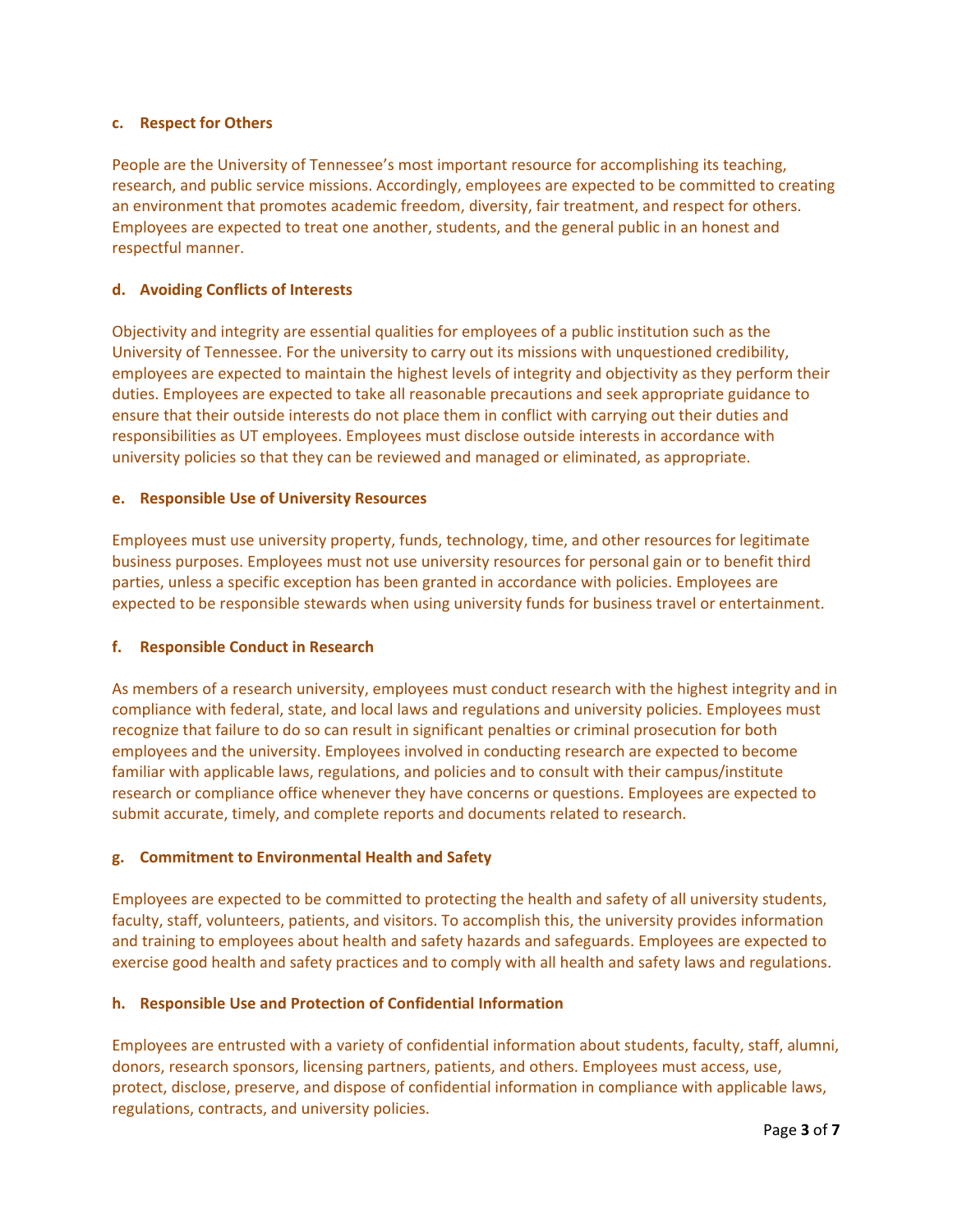#### c. Respect for Others

People are the University of Tennessee's most important resource for accomplishing its teaching, research, and public service missions. Accordingly, employees are expected to be committed to creating an environment that promotes academic freedom, diversity, fair treatment, and respect for others. Employees are expected to treat one another, students, and the general public in an honest and respectful manner.

#### d. Avoiding Conflicts of Interests

Objectivity and integrity are essential qualities for employees of a public institution such as the University of Tennessee. For the university to carry out its missions with unquestioned credibility, employees are expected to maintain the highest levels of integrity and objectivity as they perform their duties. Employees are expected to take all reasonable precautions and seek appropriate guidance to ensure that their outside interests do not place them in conflict with carrying out their duties and responsibilities as UT employees. Employees must disclose outside interests in accordance with university policies so that they can be reviewed and managed or eliminated, as appropriate.

#### e. Responsible Use of University Resources

Employees must use university property, funds, technology, time, and other resources for legitimate business purposes. Employees must not use university resources for personal gain or to benefit third parties, unless a specific exception has been granted in accordance with policies. Employees are expected to be responsible stewards when using university funds for business travel or entertainment.

#### f. Responsible Conduct in Research

As members of a research university, employees must conduct research with the highest integrity and in compliance with federal, state, and local laws and regulations and university policies. Employees must recognize that failure to do so can result in significant penalties or criminal prosecution for both employees and the university. Employees involved in conducting research are expected to become familiar with applicable laws, regulations, and policies and to consult with their campus/institute research or compliance office whenever they have concerns or questions. Employees are expected to submit accurate, timely, and complete reports and documents related to research.

#### g. Commitment to Environmental Health and Safety

Employees are expected to be committed to protecting the health and safety of all university students, faculty, staff, volunteers, patients, and visitors. To accomplish this, the university provides information and training to employees about health and safety hazards and safeguards. Employees are expected to exercise good health and safety practices and to comply with all health and safety laws and regulations.

#### h. Responsible Use and Protection of Confidential Information

Employees are entrusted with a variety of confidential information about students, faculty, staff, alumni, donors, research sponsors, licensing partners, patients, and others. Employees must access, use, protect, disclose, preserve, and dispose of confidential information in compliance with applicable laws, regulations, contracts, and university policies.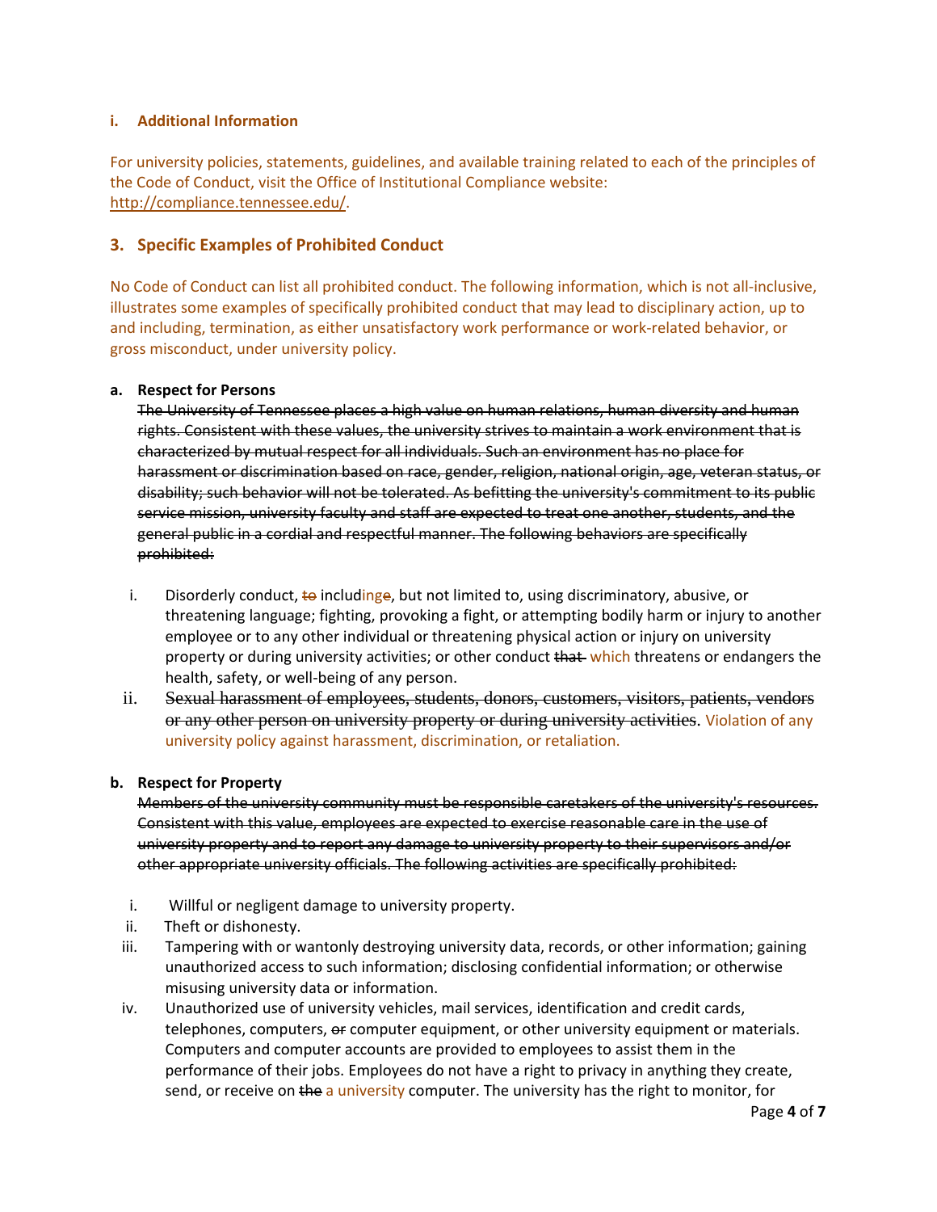### i. Additional Information

For university policies, statements, guidelines, and available training related to each of the principles of the Code of Conduct, visit the Office of Institutional Compliance website: http://compliance.tennessee.edu/.

## 3. Specific Examples of Prohibited Conduct

No Code of Conduct can list all prohibited conduct. The following information, which is not all-inclusive, illustrates some examples of specifically prohibited conduct that may lead to disciplinary action, up to and including, termination, as either unsatisfactory work performance or work-related behavior, or gross misconduct, under university policy.

### a. Respect for Persons

~~The University of Tennessee places a high value on human relations, human diversity and human rights. Consistent with these values, the university strives to maintain a work environment that is characterized by mutual respect for all individuals. Such an environment has no place for harassment or discrimination based on race, gender, religion, national origin, age, veteran status, or disability; such behavior will not be tolerated. As befitting the university's commitment to its public service mission, university faculty and staff are expected to treat one another, students, and the general public in a cordial and respectful manner. The following behaviors are specifically prohibited:~~

i. Disorderly conduct, ~~to~~ including~~e~~, but not limited to, using discriminatory, abusive, or threatening language; fighting, provoking a fight, or attempting bodily harm or injury to another employee or to any other individual or threatening physical action or injury on university property or during university activities; or other conduct ~~that~~ which threatens or endangers the health, safety, or well-being of any person.

ii. ~~Sexual harassment of employees, students, donors, customers, visitors, patients, vendors or any other person on university property or during university activities~~. Violation of any university policy against harassment, discrimination, or retaliation.

### b. Respect for Property

~~Members of the university community must be responsible caretakers of the university's resources. Consistent with this value, employees are expected to exercise reasonable care in the use of university property and to report any damage to university property to their supervisors and/or other appropriate university officials. The following activities are specifically prohibited:~~

i. Willful or negligent damage to university property.

ii. Theft or dishonesty.

iii. Tampering with or wantonly destroying university data, records, or other information; gaining unauthorized access to such information; disclosing confidential information; or otherwise misusing university data or information.

iv. Unauthorized use of university vehicles, mail services, identification and credit cards, telephones, computers, ~~or~~ computer equipment, or other university equipment or materials. Computers and computer accounts are provided to employees to assist them in the performance of their jobs. Employees do not have a right to privacy in anything they create, send, or receive on ~~the~~ a university computer. The university has the right to monitor, for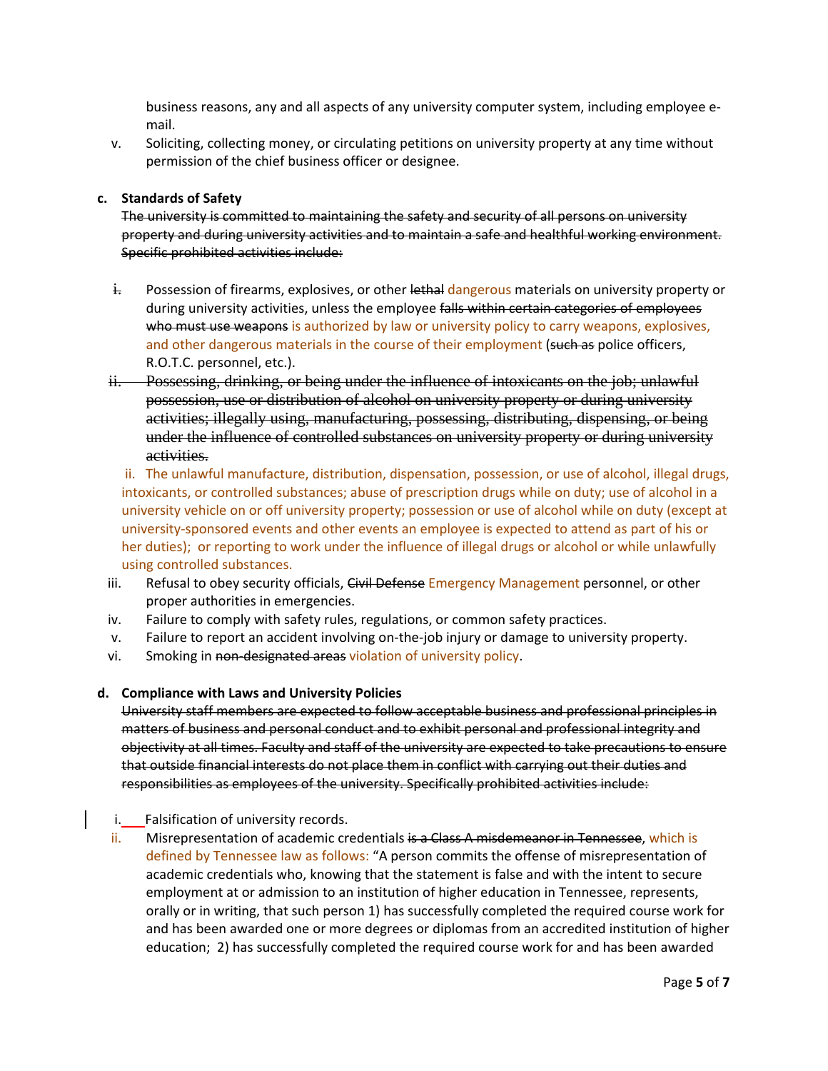business reasons, any and all aspects of any university computer system, including employee e-mail.

v. Soliciting, collecting money, or circulating petitions on university property at any time without permission of the chief business officer or designee.

**c. Standards of Safety**

~~The university is committed to maintaining the safety and security of all persons on university property and during university activities and to maintain a safe and healthful working environment. Specific prohibited activities include:~~

~~i.~~ Possession of firearms, explosives, or other ~~lethal~~ dangerous materials on university property or during university activities, unless the employee ~~falls within certain categories of employees who must use weapons~~ is authorized by law or university policy to carry weapons, explosives, and other dangerous materials in the course of their employment (~~such as~~ police officers, R.O.T.C. personnel, etc.).

~~ii. Possessing, drinking, or being under the influence of intoxicants on the job; unlawful possession, use or distribution of alcohol on university property or during university activities; illegally using, manufacturing, possessing, distributing, dispensing, or being under the influence of controlled substances on university property or during university activities.~~

ii. The unlawful manufacture, distribution, dispensation, possession, or use of alcohol, illegal drugs, intoxicants, or controlled substances; abuse of prescription drugs while on duty; use of alcohol in a university vehicle on or off university property; possession or use of alcohol while on duty (except at university-sponsored events and other events an employee is expected to attend as part of his or her duties); or reporting to work under the influence of illegal drugs or alcohol or while unlawfully using controlled substances.

iii. Refusal to obey security officials, ~~Civil Defense~~ Emergency Management personnel, or other proper authorities in emergencies.

iv. Failure to comply with safety rules, regulations, or common safety practices.

v. Failure to report an accident involving on-the-job injury or damage to university property.

vi. Smoking in ~~non-designated areas~~ violation of university policy.

**d. Compliance with Laws and University Policies**

~~University staff members are expected to follow acceptable business and professional principles in matters of business and personal conduct and to exhibit personal and professional integrity and objectivity at all times. Faculty and staff of the university are expected to take precautions to ensure that outside financial interests do not place them in conflict with carrying out their duties and responsibilities as employees of the university. Specifically prohibited activities include:~~

i. Falsification of university records.

ii. Misrepresentation of academic credentials ~~is a Class A misdemeanor in Tennessee~~, which is defined by Tennessee law as follows: "A person commits the offense of misrepresentation of academic credentials who, knowing that the statement is false and with the intent to secure employment at or admission to an institution of higher education in Tennessee, represents, orally or in writing, that such person 1) has successfully completed the required course work for and has been awarded one or more degrees or diplomas from an accredited institution of higher education; 2) has successfully completed the required course work for and has been awarded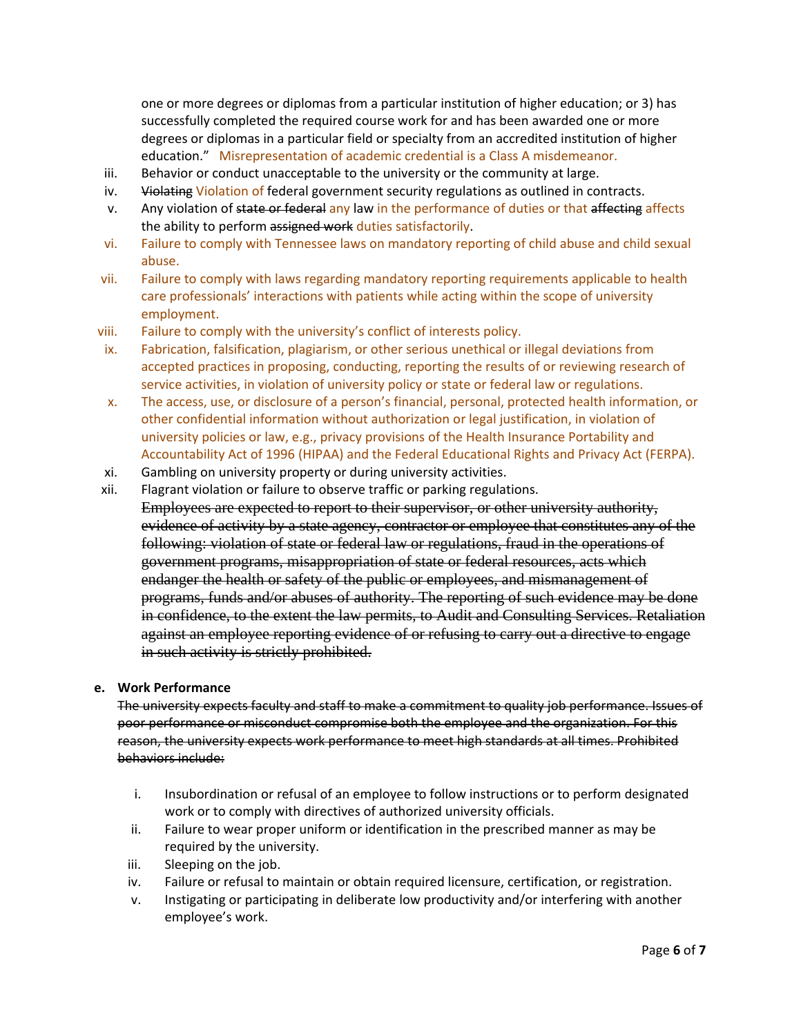one or more degrees or diplomas from a particular institution of higher education; or 3) has successfully completed the required course work for and has been awarded one or more degrees or diplomas in a particular field or specialty from an accredited institution of higher education." Misrepresentation of academic credential is a Class A misdemeanor.

iii. Behavior or conduct unacceptable to the university or the community at large.

iv. ~~Violating~~ Violation of federal government security regulations as outlined in contracts.

v. Any violation of ~~state or federal~~ any law in the performance of duties or that ~~affecting~~ affects the ability to perform ~~assigned work~~ duties satisfactorily.

vi. Failure to comply with Tennessee laws on mandatory reporting of child abuse and child sexual abuse.

vii. Failure to comply with laws regarding mandatory reporting requirements applicable to health care professionals' interactions with patients while acting within the scope of university employment.

viii. Failure to comply with the university's conflict of interests policy.

ix. Fabrication, falsification, plagiarism, or other serious unethical or illegal deviations from accepted practices in proposing, conducting, reporting the results of or reviewing research of service activities, in violation of university policy or state or federal law or regulations.

x. The access, use, or disclosure of a person's financial, personal, protected health information, or other confidential information without authorization or legal justification, in violation of university policies or law, e.g., privacy provisions of the Health Insurance Portability and Accountability Act of 1996 (HIPAA) and the Federal Educational Rights and Privacy Act (FERPA).

xi. Gambling on university property or during university activities.

xii. Flagrant violation or failure to observe traffic or parking regulations.

~~Employees are expected to report to their supervisor, or other university authority, evidence of activity by a state agency, contractor or employee that constitutes any of the following: violation of state or federal law or regulations, fraud in the operations of government programs, misappropriation of state or federal resources, acts which endanger the health or safety of the public or employees, and mismanagement of programs, funds and/or abuses of authority. The reporting of such evidence may be done in confidence, to the extent the law permits, to Audit and Consulting Services. Retaliation against an employee reporting evidence of or refusing to carry out a directive to engage in such activity is strictly prohibited.~~

**e. Work Performance**

~~The university expects faculty and staff to make a commitment to quality job performance. Issues of poor performance or misconduct compromise both the employee and the organization. For this reason, the university expects work performance to meet high standards at all times. Prohibited behaviors include:~~

i. Insubordination or refusal of an employee to follow instructions or to perform designated work or to comply with directives of authorized university officials.

ii. Failure to wear proper uniform or identification in the prescribed manner as may be required by the university.

iii. Sleeping on the job.

iv. Failure or refusal to maintain or obtain required licensure, certification, or registration.

v. Instigating or participating in deliberate low productivity and/or interfering with another employee's work.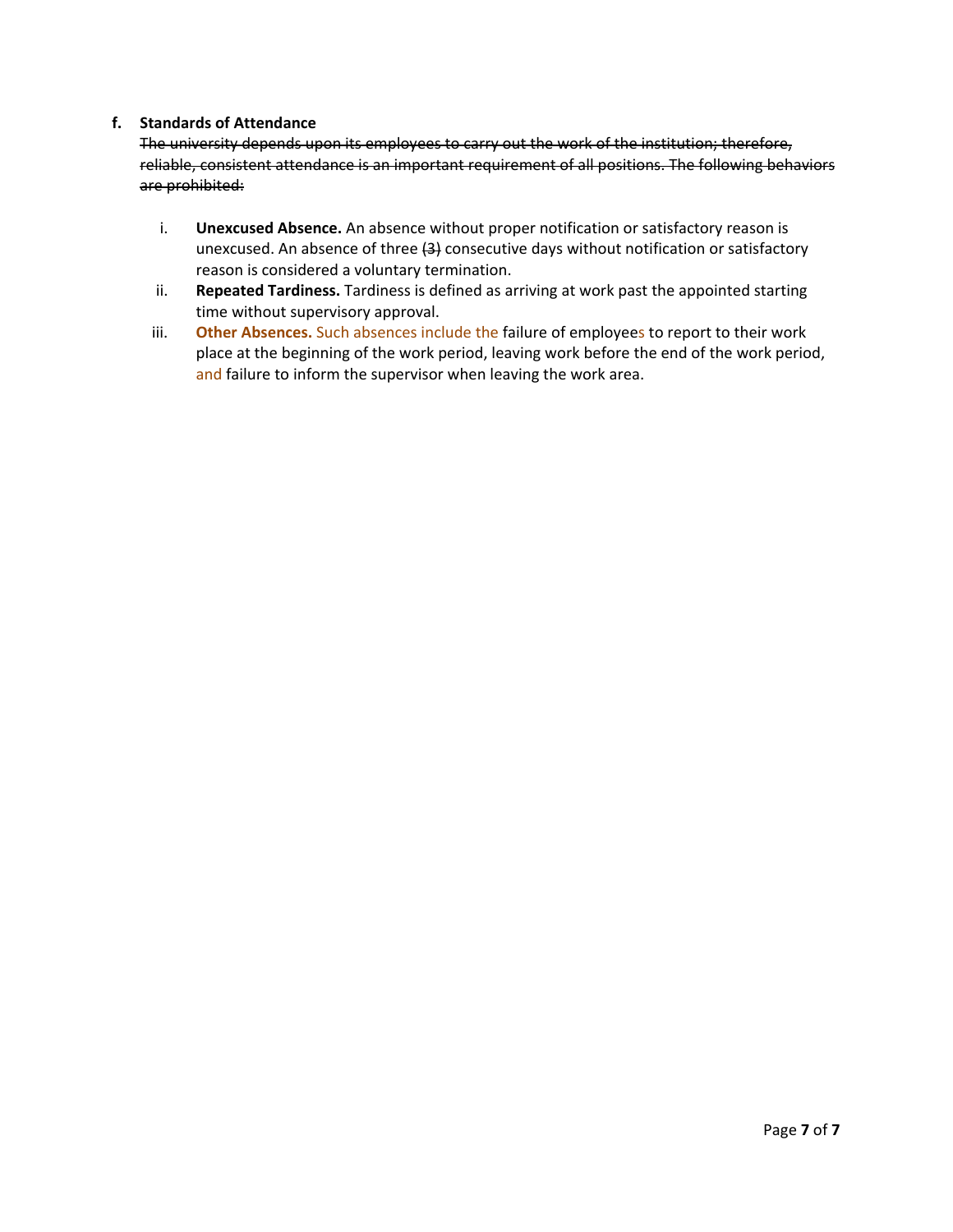**f. Standards of Attendance**

~~The university depends upon its employees to carry out the work of the institution; therefore, reliable, consistent attendance is an important requirement of all positions. The following behaviors are prohibited:~~

i. **Unexcused Absence.** An absence without proper notification or satisfactory reason is unexcused. An absence of three ~~(3)~~ consecutive days without notification or satisfactory reason is considered a voluntary termination.

ii. **Repeated Tardiness.** Tardiness is defined as arriving at work past the appointed starting time without supervisory approval.

iii. **Other Absences.** Such absences include the failure of employees to report to their work place at the beginning of the work period, leaving work before the end of the work period, and failure to inform the supervisor when leaving the work area.